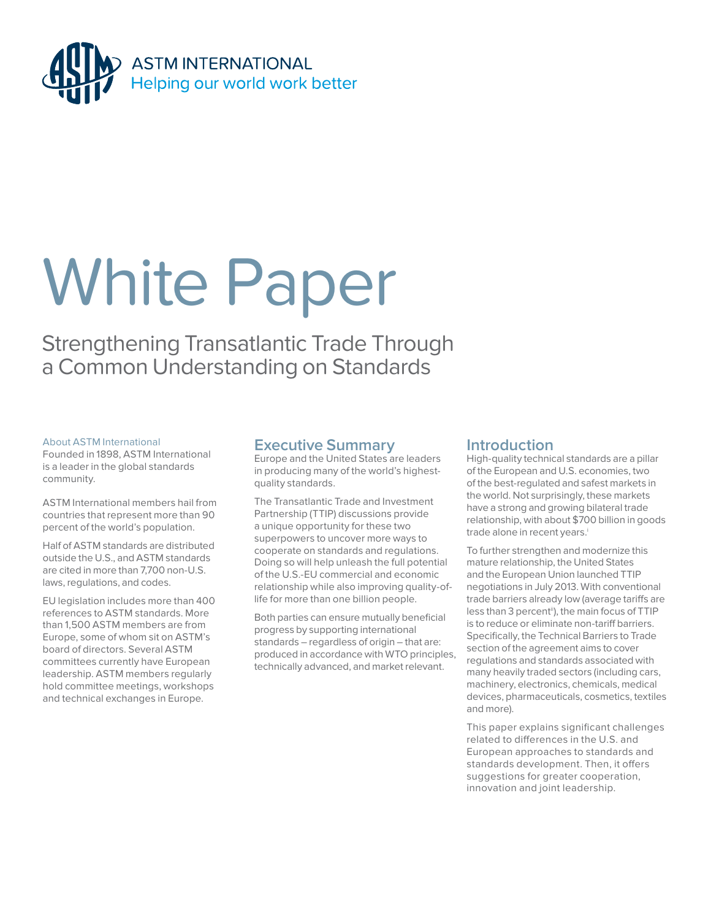ASTM INTERNATIONAL
Helping our world work better

# White Paper

## Strengthening Transatlantic Trade Through a Common Understanding on Standards

### About ASTM International

Founded in 1898, ASTM International is a leader in the global standards community.

ASTM International members hail from countries that represent more than 90 percent of the world's population.

Half of ASTM standards are distributed outside the U.S., and ASTM standards are cited in more than 7,700 non-U.S. laws, regulations, and codes.

EU legislation includes more than 400 references to ASTM standards. More than 1,500 ASTM members are from Europe, some of whom sit on ASTM's board of directors. Several ASTM committees currently have European leadership. ASTM members regularly hold committee meetings, workshops and technical exchanges in Europe.

## Executive Summary

Europe and the United States are leaders in producing many of the world's highest-quality standards.

The Transatlantic Trade and Investment Partnership (TTIP) discussions provide a unique opportunity for these two superpowers to uncover more ways to cooperate on standards and regulations. Doing so will help unleash the full potential of the U.S.-EU commercial and economic relationship while also improving quality-of-life for more than one billion people.

Both parties can ensure mutually beneficial progress by supporting international standards – regardless of origin – that are: produced in accordance with WTO principles, technically advanced, and market relevant.

## Introduction

High-quality technical standards are a pillar of the European and U.S. economies, two of the best-regulated and safest markets in the world. Not surprisingly, these markets have a strong and growing bilateral trade relationship, with about $700 billion in goods trade alone in recent years.[i]

To further strengthen and modernize this mature relationship, the United States and the European Union launched TTIP negotiations in July 2013. With conventional trade barriers already low (average tariffs are less than 3 percent[ii]), the main focus of TTIP is to reduce or eliminate non-tariff barriers. Specifically, the Technical Barriers to Trade section of the agreement aims to cover regulations and standards associated with many heavily traded sectors (including cars, machinery, electronics, chemicals, medical devices, pharmaceuticals, cosmetics, textiles and more).

This paper explains significant challenges related to differences in the U.S. and European approaches to standards and standards development. Then, it offers suggestions for greater cooperation, innovation and joint leadership.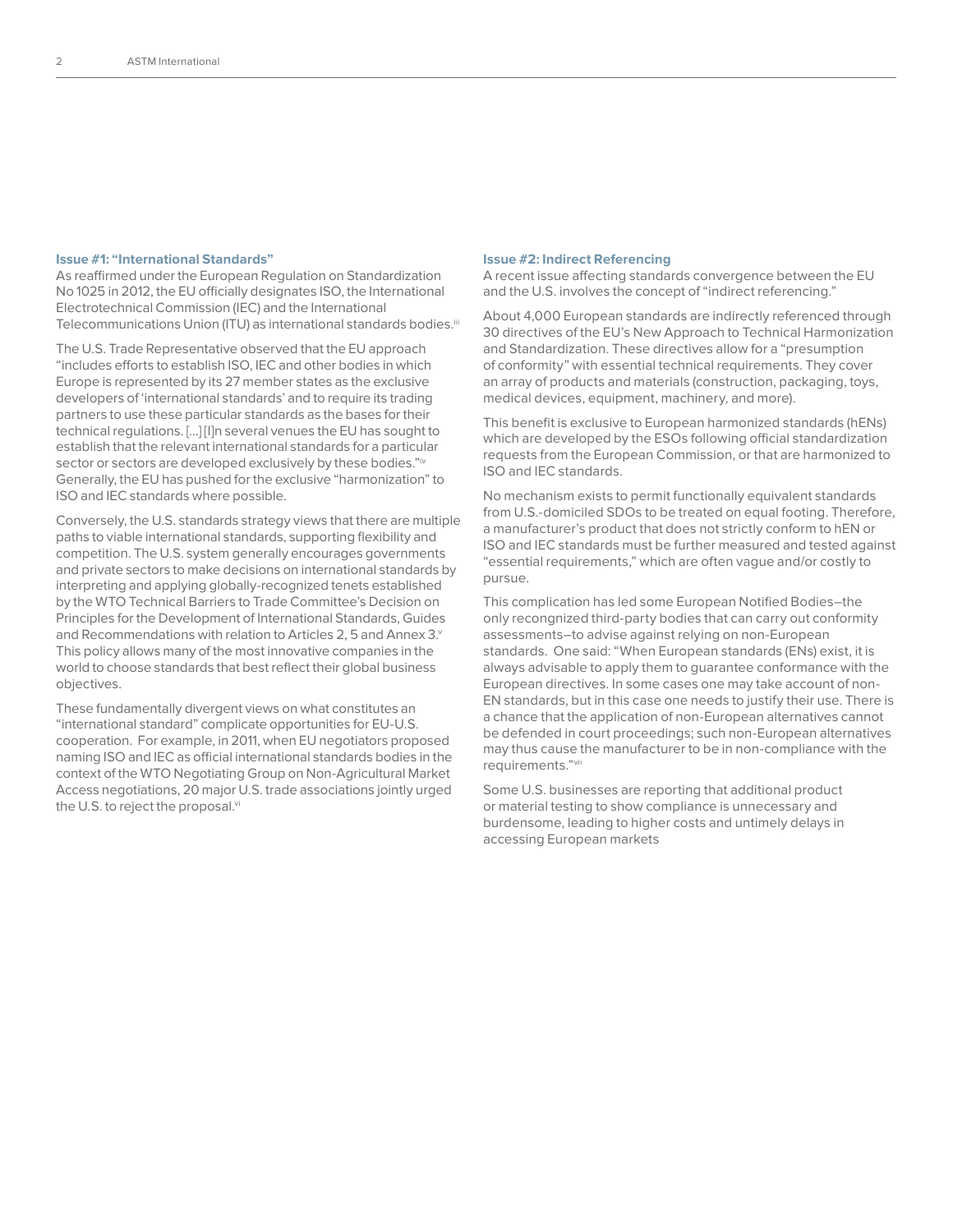### Issue #1: "International Standards"

As reaffirmed under the European Regulation on Standardization No 1025 in 2012, the EU officially designates ISO, the International Electrotechnical Commission (IEC) and the International Telecommunications Union (ITU) as international standards bodies.[iii]

The U.S. Trade Representative observed that the EU approach "includes efforts to establish ISO, IEC and other bodies in which Europe is represented by its 27 member states as the exclusive developers of 'international standards' and to require its trading partners to use these particular standards as the bases for their technical regulations. [...] [I]n several venues the EU has sought to establish that the relevant international standards for a particular sector or sectors are developed exclusively by these bodies."[iv] Generally, the EU has pushed for the exclusive "harmonization" to ISO and IEC standards where possible.

Conversely, the U.S. standards strategy views that there are multiple paths to viable international standards, supporting flexibility and competition. The U.S. system generally encourages governments and private sectors to make decisions on international standards by interpreting and applying globally-recognized tenets established by the WTO Technical Barriers to Trade Committee's Decision on Principles for the Development of International Standards, Guides and Recommendations with relation to Articles 2, 5 and Annex 3.[v] This policy allows many of the most innovative companies in the world to choose standards that best reflect their global business objectives.

These fundamentally divergent views on what constitutes an "international standard" complicate opportunities for EU-U.S. cooperation. For example, in 2011, when EU negotiators proposed naming ISO and IEC as official international standards bodies in the context of the WTO Negotiating Group on Non-Agricultural Market Access negotiations, 20 major U.S. trade associations jointly urged the U.S. to reject the proposal.[vi]

### Issue #2: Indirect Referencing

A recent issue affecting standards convergence between the EU and the U.S. involves the concept of "indirect referencing."

About 4,000 European standards are indirectly referenced through 30 directives of the EU's New Approach to Technical Harmonization and Standardization. These directives allow for a "presumption of conformity" with essential technical requirements. They cover an array of products and materials (construction, packaging, toys, medical devices, equipment, machinery, and more).

This benefit is exclusive to European harmonized standards (hENs) which are developed by the ESOs following official standardization requests from the European Commission, or that are harmonized to ISO and IEC standards.

No mechanism exists to permit functionally equivalent standards from U.S.-domiciled SDOs to be treated on equal footing. Therefore, a manufacturer's product that does not strictly conform to hEN or ISO and IEC standards must be further measured and tested against "essential requirements," which are often vague and/or costly to pursue.

This complication has led some European Notified Bodies–the only recongnized third-party bodies that can carry out conformity assessments–to advise against relying on non-European standards. One said: "When European standards (ENs) exist, it is always advisable to apply them to guarantee conformance with the European directives. In some cases one may take account of non-EN standards, but in this case one needs to justify their use. There is a chance that the application of non-European alternatives cannot be defended in court proceedings; such non-European alternatives may thus cause the manufacturer to be in non-compliance with the requirements."[vii]

Some U.S. businesses are reporting that additional product or material testing to show compliance is unnecessary and burdensome, leading to higher costs and untimely delays in accessing European markets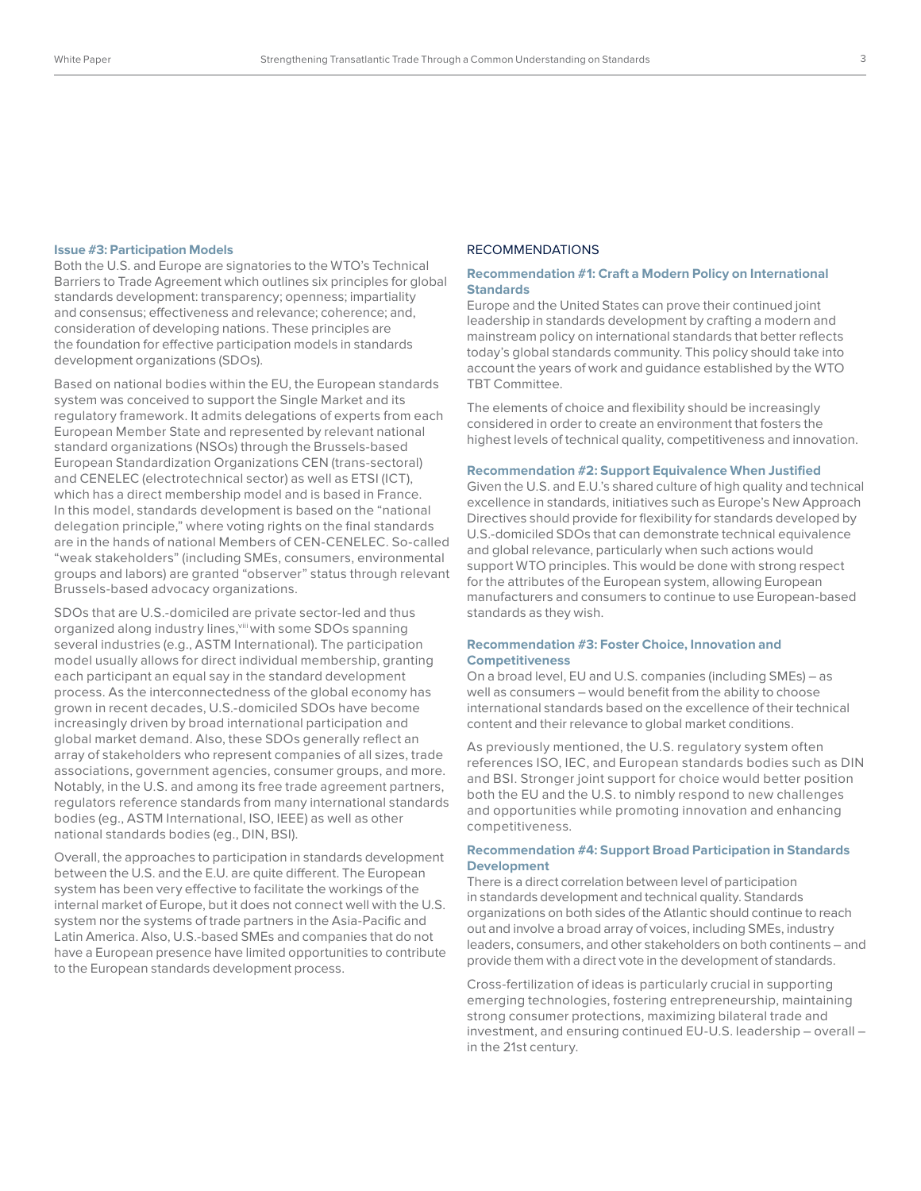### Issue #3: Participation Models

Both the U.S. and Europe are signatories to the WTO's Technical Barriers to Trade Agreement which outlines six principles for global standards development: transparency; openness; impartiality and consensus; effectiveness and relevance; coherence; and, consideration of developing nations. These principles are the foundation for effective participation models in standards development organizations (SDOs).

Based on national bodies within the EU, the European standards system was conceived to support the Single Market and its regulatory framework. It admits delegations of experts from each European Member State and represented by relevant national standard organizations (NSOs) through the Brussels-based European Standardization Organizations CEN (trans-sectoral) and CENELEC (electrotechnical sector) as well as ETSI (ICT), which has a direct membership model and is based in France. In this model, standards development is based on the "national delegation principle," where voting rights on the final standards are in the hands of national Members of CEN-CENELEC. So-called "weak stakeholders" (including SMEs, consumers, environmental groups and labors) are granted "observer" status through relevant Brussels-based advocacy organizations.

SDOs that are U.S.-domiciled are private sector-led and thus organized along industry lines,[viii] with some SDOs spanning several industries (e.g., ASTM International). The participation model usually allows for direct individual membership, granting each participant an equal say in the standard development process. As the interconnectedness of the global economy has grown in recent decades, U.S.-domiciled SDOs have become increasingly driven by broad international participation and global market demand. Also, these SDOs generally reflect an array of stakeholders who represent companies of all sizes, trade associations, government agencies, consumer groups, and more. Notably, in the U.S. and among its free trade agreement partners, regulators reference standards from many international standards bodies (eg., ASTM International, ISO, IEEE) as well as other national standards bodies (eg., DIN, BSI).

Overall, the approaches to participation in standards development between the U.S. and the E.U. are quite different. The European system has been very effective to facilitate the workings of the internal market of Europe, but it does not connect well with the U.S. system nor the systems of trade partners in the Asia-Pacific and Latin America. Also, U.S.-based SMEs and companies that do not have a European presence have limited opportunities to contribute to the European standards development process.

## RECOMMENDATIONS

### Recommendation #1: Craft a Modern Policy on International Standards

Europe and the United States can prove their continued joint leadership in standards development by crafting a modern and mainstream policy on international standards that better reflects today's global standards community. This policy should take into account the years of work and guidance established by the WTO TBT Committee.

The elements of choice and flexibility should be increasingly considered in order to create an environment that fosters the highest levels of technical quality, competitiveness and innovation.

### Recommendation #2: Support Equivalence When Justified

Given the U.S. and E.U.'s shared culture of high quality and technical excellence in standards, initiatives such as Europe's New Approach Directives should provide for flexibility for standards developed by U.S.-domiciled SDOs that can demonstrate technical equivalence and global relevance, particularly when such actions would support WTO principles. This would be done with strong respect for the attributes of the European system, allowing European manufacturers and consumers to continue to use European-based standards as they wish.

### Recommendation #3: Foster Choice, Innovation and Competitiveness

On a broad level, EU and U.S. companies (including SMEs) – as well as consumers – would benefit from the ability to choose international standards based on the excellence of their technical content and their relevance to global market conditions.

As previously mentioned, the U.S. regulatory system often references ISO, IEC, and European standards bodies such as DIN and BSI. Stronger joint support for choice would better position both the EU and the U.S. to nimbly respond to new challenges and opportunities while promoting innovation and enhancing competitiveness.

### Recommendation #4: Support Broad Participation in Standards Development

There is a direct correlation between level of participation in standards development and technical quality. Standards organizations on both sides of the Atlantic should continue to reach out and involve a broad array of voices, including SMEs, industry leaders, consumers, and other stakeholders on both continents – and provide them with a direct vote in the development of standards.

Cross-fertilization of ideas is particularly crucial in supporting emerging technologies, fostering entrepreneurship, maintaining strong consumer protections, maximizing bilateral trade and investment, and ensuring continued EU-U.S. leadership – overall – in the 21st century.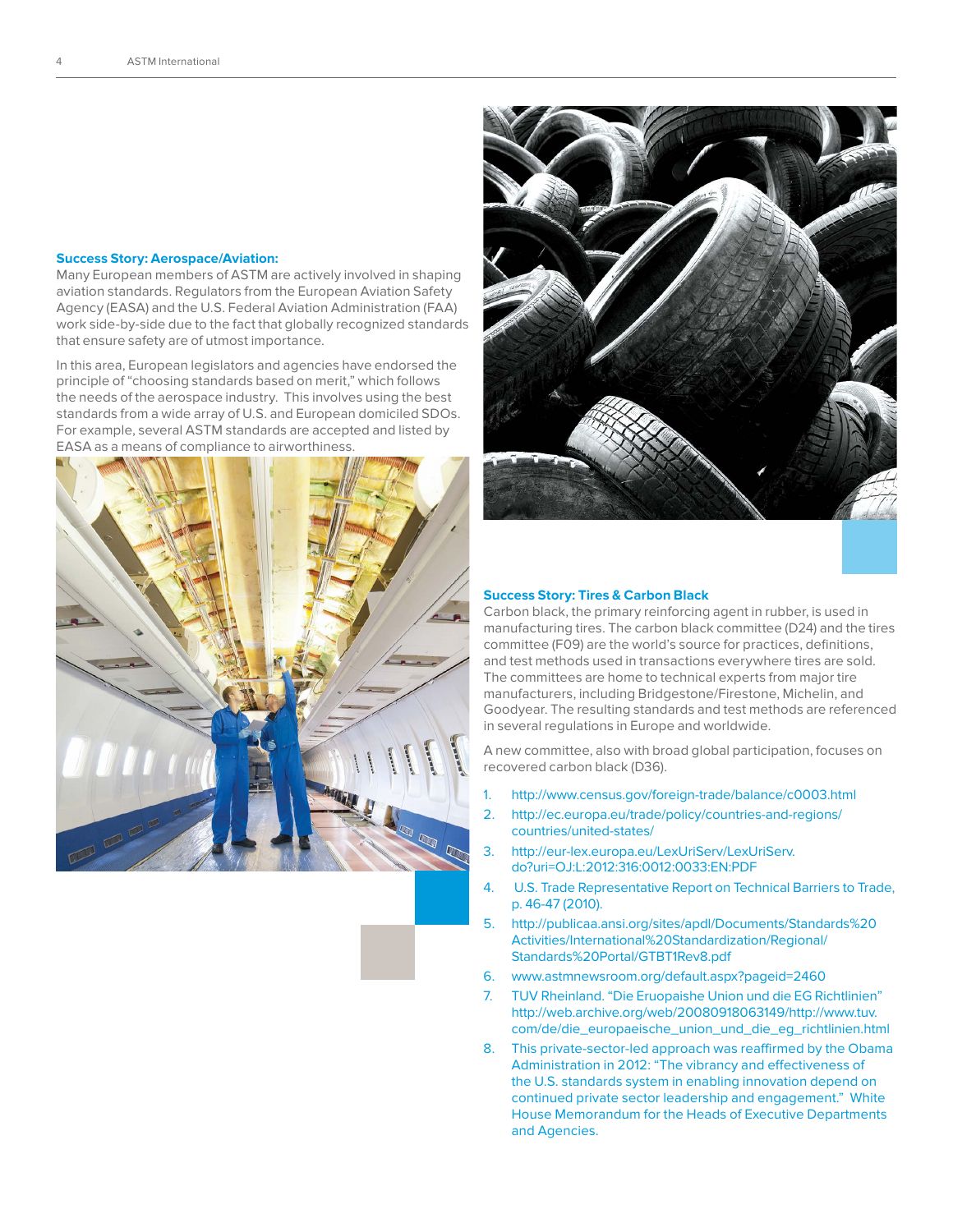**Success Story: Aerospace/Aviation:**

Many European members of ASTM are actively involved in shaping aviation standards. Regulators from the European Aviation Safety Agency (EASA) and the U.S. Federal Aviation Administration (FAA) work side-by-side due to the fact that globally recognized standards that ensure safety are of utmost importance.

In this area, European legislators and agencies have endorsed the principle of "choosing standards based on merit," which follows the needs of the aerospace industry. This involves using the best standards from a wide array of U.S. and European domiciled SDOs. For example, several ASTM standards are accepted and listed by EASA as a means of compliance to airworthiness.

**Success Story: Tires & Carbon Black**

Carbon black, the primary reinforcing agent in rubber, is used in manufacturing tires. The carbon black committee (D24) and the tires committee (F09) are the world's source for practices, definitions, and test methods used in transactions everywhere tires are sold. The committees are home to technical experts from major tire manufacturers, including Bridgestone/Firestone, Michelin, and Goodyear. The resulting standards and test methods are referenced in several regulations in Europe and worldwide.

A new committee, also with broad global participation, focuses on recovered carbon black (D36).

1. http://www.census.gov/foreign-trade/balance/c0003.html
2. http://ec.europa.eu/trade/policy/countries-and-regions/countries/united-states/
3. http://eur-lex.europa.eu/LexUriServ/LexUriServ.do?uri=OJ:L:2012:316:0012:0033:EN:PDF
4. U.S. Trade Representative Report on Technical Barriers to Trade, p. 46-47 (2010).
5. http://publicaa.ansi.org/sites/apdl/Documents/Standards%20Activities/International%20Standardization/Regional/Standards%20Portal/GTBT1Rev8.pdf
6. www.astmnewsroom.org/default.aspx?pageid=2460
7. TUV Rheinland. "Die Eruopaishe Union und die EG Richtlinien" http://web.archive.org/web/20080918063149/http://www.tuv.com/de/die_europaeische_union_und_die_eg_richtlinien.html
8. This private-sector-led approach was reaffirmed by the Obama Administration in 2012: "The vibrancy and effectiveness of the U.S. standards system in enabling innovation depend on continued private sector leadership and engagement." White House Memorandum for the Heads of Executive Departments and Agencies.